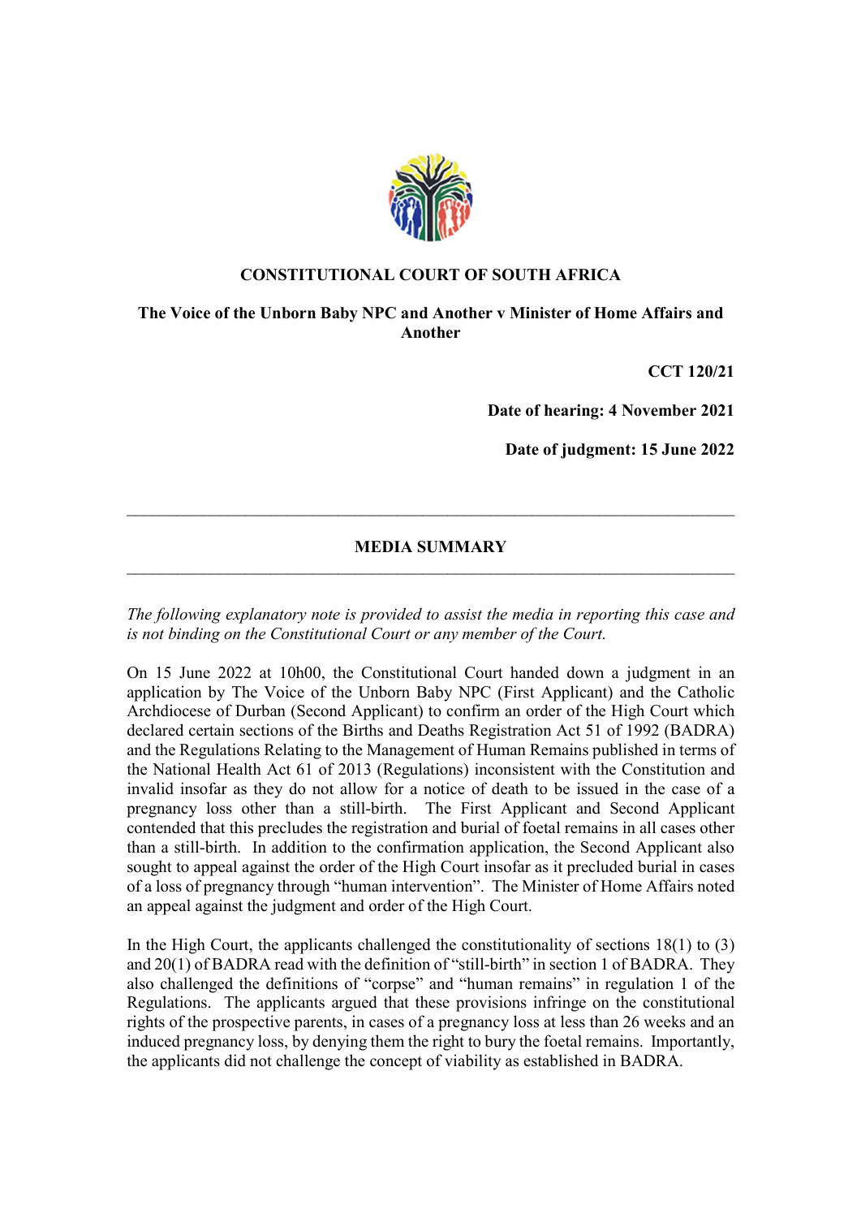**CONSTITUTIONAL COURT OF SOUTH AFRICA**

**The Voice of the Unborn Baby NPC and Another v Minister of Home Affairs and Another**

**CCT 120/21**

**Date of hearing: 4 November 2021**

**Date of judgment: 15 June 2022**

---

**MEDIA SUMMARY**

---

*The following explanatory note is provided to assist the media in reporting this case and is not binding on the Constitutional Court or any member of the Court.*

On 15 June 2022 at 10h00, the Constitutional Court handed down a judgment in an application by The Voice of the Unborn Baby NPC (First Applicant) and the Catholic Archdiocese of Durban (Second Applicant) to confirm an order of the High Court which declared certain sections of the Births and Deaths Registration Act 51 of 1992 (BADRA) and the Regulations Relating to the Management of Human Remains published in terms of the National Health Act 61 of 2013 (Regulations) inconsistent with the Constitution and invalid insofar as they do not allow for a notice of death to be issued in the case of a pregnancy loss other than a still-birth. The First Applicant and Second Applicant contended that this precludes the registration and burial of foetal remains in all cases other than a still-birth. In addition to the confirmation application, the Second Applicant also sought to appeal against the order of the High Court insofar as it precluded burial in cases of a loss of pregnancy through "human intervention". The Minister of Home Affairs noted an appeal against the judgment and order of the High Court.

In the High Court, the applicants challenged the constitutionality of sections 18(1) to (3) and 20(1) of BADRA read with the definition of "still-birth" in section 1 of BADRA. They also challenged the definitions of "corpse" and "human remains" in regulation 1 of the Regulations. The applicants argued that these provisions infringe on the constitutional rights of the prospective parents, in cases of a pregnancy loss at less than 26 weeks and an induced pregnancy loss, by denying them the right to bury the foetal remains. Importantly, the applicants did not challenge the concept of viability as established in BADRA.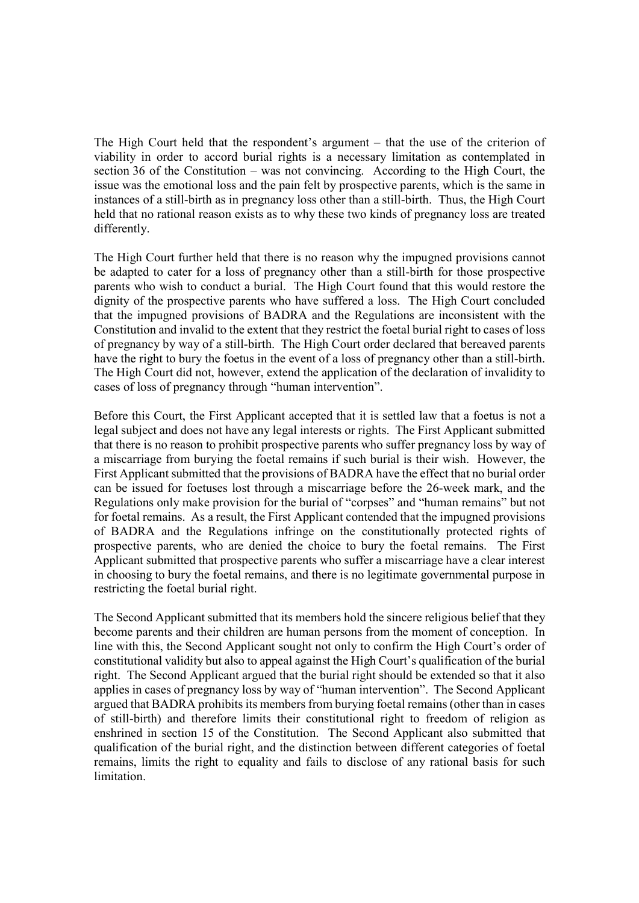The High Court held that the respondent's argument – that the use of the criterion of viability in order to accord burial rights is a necessary limitation as contemplated in section 36 of the Constitution – was not convincing. According to the High Court, the issue was the emotional loss and the pain felt by prospective parents, which is the same in instances of a still-birth as in pregnancy loss other than a still-birth. Thus, the High Court held that no rational reason exists as to why these two kinds of pregnancy loss are treated differently.

The High Court further held that there is no reason why the impugned provisions cannot be adapted to cater for a loss of pregnancy other than a still-birth for those prospective parents who wish to conduct a burial. The High Court found that this would restore the dignity of the prospective parents who have suffered a loss. The High Court concluded that the impugned provisions of BADRA and the Regulations are inconsistent with the Constitution and invalid to the extent that they restrict the foetal burial right to cases of loss of pregnancy by way of a still-birth. The High Court order declared that bereaved parents have the right to bury the foetus in the event of a loss of pregnancy other than a still-birth. The High Court did not, however, extend the application of the declaration of invalidity to cases of loss of pregnancy through "human intervention".

Before this Court, the First Applicant accepted that it is settled law that a foetus is not a legal subject and does not have any legal interests or rights. The First Applicant submitted that there is no reason to prohibit prospective parents who suffer pregnancy loss by way of a miscarriage from burying the foetal remains if such burial is their wish. However, the First Applicant submitted that the provisions of BADRA have the effect that no burial order can be issued for foetuses lost through a miscarriage before the 26-week mark, and the Regulations only make provision for the burial of "corpses" and "human remains" but not for foetal remains. As a result, the First Applicant contended that the impugned provisions of BADRA and the Regulations infringe on the constitutionally protected rights of prospective parents, who are denied the choice to bury the foetal remains. The First Applicant submitted that prospective parents who suffer a miscarriage have a clear interest in choosing to bury the foetal remains, and there is no legitimate governmental purpose in restricting the foetal burial right.

The Second Applicant submitted that its members hold the sincere religious belief that they become parents and their children are human persons from the moment of conception. In line with this, the Second Applicant sought not only to confirm the High Court's order of constitutional validity but also to appeal against the High Court's qualification of the burial right. The Second Applicant argued that the burial right should be extended so that it also applies in cases of pregnancy loss by way of "human intervention". The Second Applicant argued that BADRA prohibits its members from burying foetal remains (other than in cases of still-birth) and therefore limits their constitutional right to freedom of religion as enshrined in section 15 of the Constitution. The Second Applicant also submitted that qualification of the burial right, and the distinction between different categories of foetal remains, limits the right to equality and fails to disclose of any rational basis for such limitation.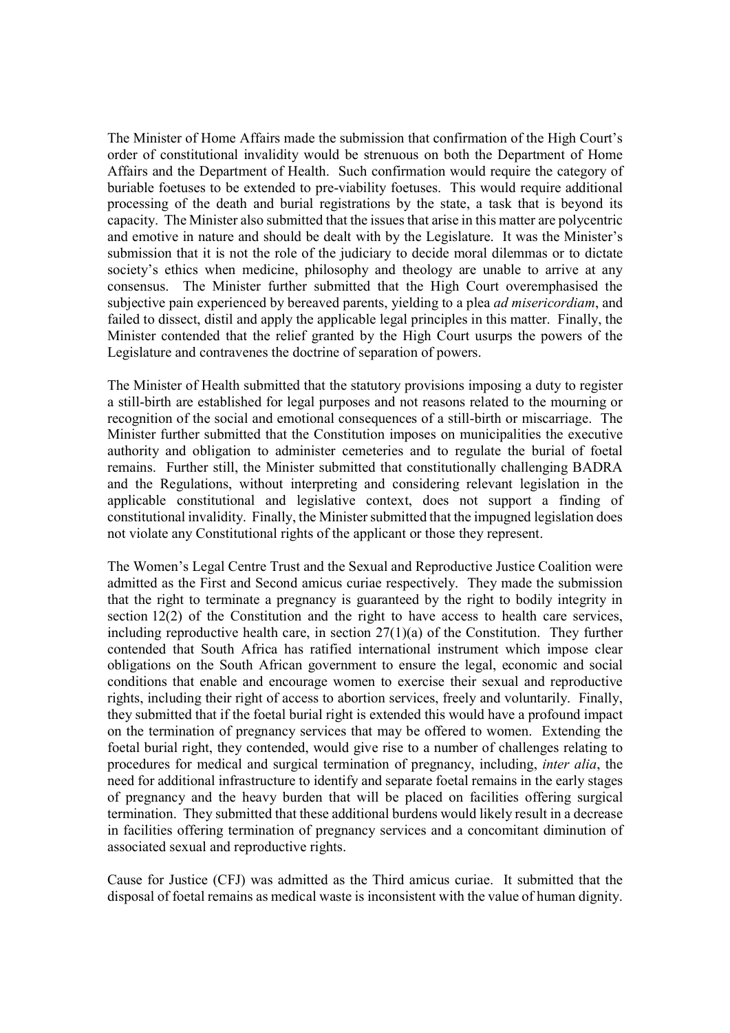The Minister of Home Affairs made the submission that confirmation of the High Court's order of constitutional invalidity would be strenuous on both the Department of Home Affairs and the Department of Health. Such confirmation would require the category of buriable foetuses to be extended to pre-viability foetuses. This would require additional processing of the death and burial registrations by the state, a task that is beyond its capacity. The Minister also submitted that the issues that arise in this matter are polycentric and emotive in nature and should be dealt with by the Legislature. It was the Minister's submission that it is not the role of the judiciary to decide moral dilemmas or to dictate society's ethics when medicine, philosophy and theology are unable to arrive at any consensus. The Minister further submitted that the High Court overemphasised the subjective pain experienced by bereaved parents, yielding to a plea *ad misericordiam*, and failed to dissect, distil and apply the applicable legal principles in this matter. Finally, the Minister contended that the relief granted by the High Court usurps the powers of the Legislature and contravenes the doctrine of separation of powers.

The Minister of Health submitted that the statutory provisions imposing a duty to register a still-birth are established for legal purposes and not reasons related to the mourning or recognition of the social and emotional consequences of a still-birth or miscarriage. The Minister further submitted that the Constitution imposes on municipalities the executive authority and obligation to administer cemeteries and to regulate the burial of foetal remains. Further still, the Minister submitted that constitutionally challenging BADRA and the Regulations, without interpreting and considering relevant legislation in the applicable constitutional and legislative context, does not support a finding of constitutional invalidity. Finally, the Minister submitted that the impugned legislation does not violate any Constitutional rights of the applicant or those they represent.

The Women's Legal Centre Trust and the Sexual and Reproductive Justice Coalition were admitted as the First and Second amicus curiae respectively. They made the submission that the right to terminate a pregnancy is guaranteed by the right to bodily integrity in section 12(2) of the Constitution and the right to have access to health care services, including reproductive health care, in section 27(1)(a) of the Constitution. They further contended that South Africa has ratified international instrument which impose clear obligations on the South African government to ensure the legal, economic and social conditions that enable and encourage women to exercise their sexual and reproductive rights, including their right of access to abortion services, freely and voluntarily. Finally, they submitted that if the foetal burial right is extended this would have a profound impact on the termination of pregnancy services that may be offered to women. Extending the foetal burial right, they contended, would give rise to a number of challenges relating to procedures for medical and surgical termination of pregnancy, including, *inter alia*, the need for additional infrastructure to identify and separate foetal remains in the early stages of pregnancy and the heavy burden that will be placed on facilities offering surgical termination. They submitted that these additional burdens would likely result in a decrease in facilities offering termination of pregnancy services and a concomitant diminution of associated sexual and reproductive rights.

Cause for Justice (CFJ) was admitted as the Third amicus curiae. It submitted that the disposal of foetal remains as medical waste is inconsistent with the value of human dignity.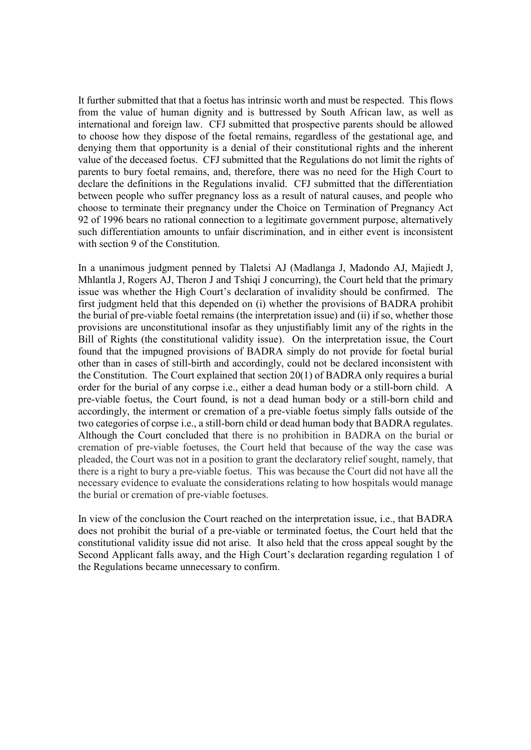It further submitted that that a foetus has intrinsic worth and must be respected. This flows from the value of human dignity and is buttressed by South African law, as well as international and foreign law. CFJ submitted that prospective parents should be allowed to choose how they dispose of the foetal remains, regardless of the gestational age, and denying them that opportunity is a denial of their constitutional rights and the inherent value of the deceased foetus. CFJ submitted that the Regulations do not limit the rights of parents to bury foetal remains, and, therefore, there was no need for the High Court to declare the definitions in the Regulations invalid. CFJ submitted that the differentiation between people who suffer pregnancy loss as a result of natural causes, and people who choose to terminate their pregnancy under the Choice on Termination of Pregnancy Act 92 of 1996 bears no rational connection to a legitimate government purpose, alternatively such differentiation amounts to unfair discrimination, and in either event is inconsistent with section 9 of the Constitution.

In a unanimous judgment penned by Tlaletsi AJ (Madlanga J, Madondo AJ, Majiedt J, Mhlantla J, Rogers AJ, Theron J and Tshiqi J concurring), the Court held that the primary issue was whether the High Court's declaration of invalidity should be confirmed. The first judgment held that this depended on (i) whether the provisions of BADRA prohibit the burial of pre-viable foetal remains (the interpretation issue) and (ii) if so, whether those provisions are unconstitutional insofar as they unjustifiably limit any of the rights in the Bill of Rights (the constitutional validity issue). On the interpretation issue, the Court found that the impugned provisions of BADRA simply do not provide for foetal burial other than in cases of still-birth and accordingly, could not be declared inconsistent with the Constitution. The Court explained that section 20(1) of BADRA only requires a burial order for the burial of any corpse i.e., either a dead human body or a still-born child. A pre-viable foetus, the Court found, is not a dead human body or a still-born child and accordingly, the interment or cremation of a pre-viable foetus simply falls outside of the two categories of corpse i.e., a still-born child or dead human body that BADRA regulates. Although the Court concluded that there is no prohibition in BADRA on the burial or cremation of pre-viable foetuses, the Court held that because of the way the case was pleaded, the Court was not in a position to grant the declaratory relief sought, namely, that there is a right to bury a pre-viable foetus. This was because the Court did not have all the necessary evidence to evaluate the considerations relating to how hospitals would manage the burial or cremation of pre-viable foetuses.

In view of the conclusion the Court reached on the interpretation issue, i.e., that BADRA does not prohibit the burial of a pre-viable or terminated foetus, the Court held that the constitutional validity issue did not arise. It also held that the cross appeal sought by the Second Applicant falls away, and the High Court's declaration regarding regulation 1 of the Regulations became unnecessary to confirm.